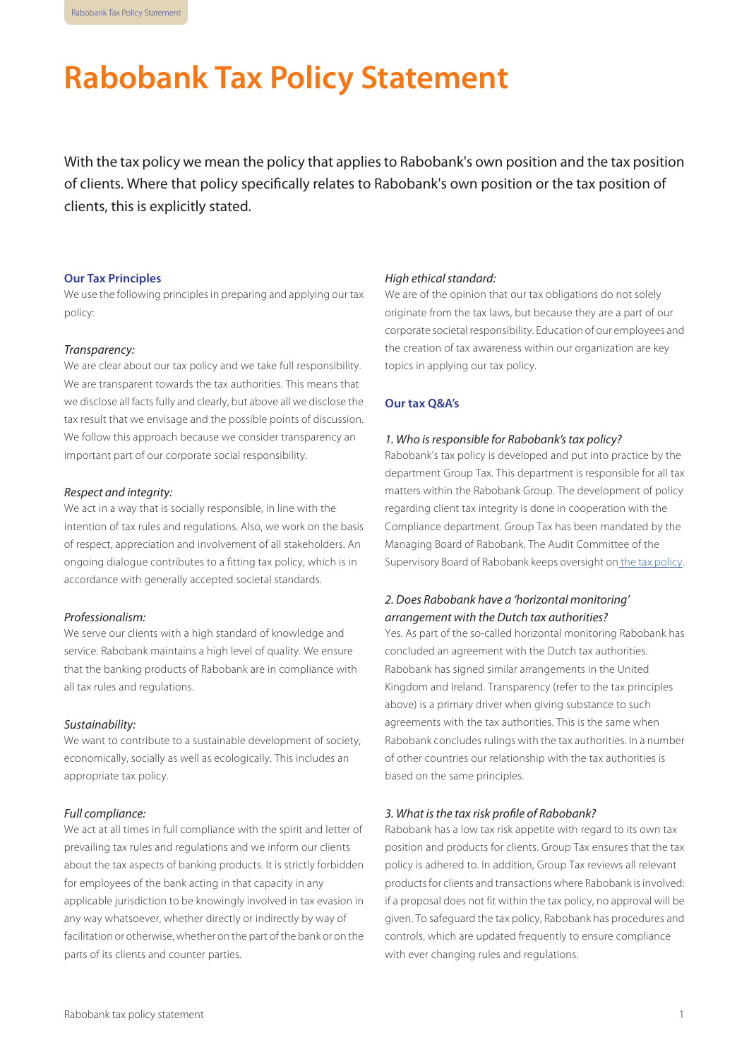# Rabobank Tax Policy Statement

With the tax policy we mean the policy that applies to Rabobank's own position and the tax position of clients. Where that policy specifically relates to Rabobank's own position or the tax position of clients, this is explicitly stated.

## Our Tax Principles

We use the following principles in preparing and applying our tax policy:

*Transparency:*
We are clear about our tax policy and we take full responsibility. We are transparent towards the tax authorities. This means that we disclose all facts fully and clearly, but above all we disclose the tax result that we envisage and the possible points of discussion. We follow this approach because we consider transparency an important part of our corporate social responsibility.

*Respect and integrity:*
We act in a way that is socially responsible, in line with the intention of tax rules and regulations. Also, we work on the basis of respect, appreciation and involvement of all stakeholders. An ongoing dialogue contributes to a fitting tax policy, which is in accordance with generally accepted societal standards.

*Professionalism:*
We serve our clients with a high standard of knowledge and service. Rabobank maintains a high level of quality. We ensure that the banking products of Rabobank are in compliance with all tax rules and regulations.

*Sustainability:*
We want to contribute to a sustainable development of society, economically, socially as well as ecologically. This includes an appropriate tax policy.

*Full compliance:*
We act at all times in full compliance with the spirit and letter of prevailing tax rules and regulations and we inform our clients about the tax aspects of banking products. It is strictly forbidden for employees of the bank acting in that capacity in any applicable jurisdiction to be knowingly involved in tax evasion in any way whatsoever, whether directly or indirectly by way of facilitation or otherwise, whether on the part of the bank or on the parts of its clients and counter parties.

*High ethical standard:*
We are of the opinion that our tax obligations do not solely originate from the tax laws, but because they are a part of our corporate societal responsibility. Education of our employees and the creation of tax awareness within our organization are key topics in applying our tax policy.

## Our tax Q&A's

*1. Who is responsible for Rabobank's tax policy?*
Rabobank's tax policy is developed and put into practice by the department Group Tax. This department is responsible for all tax matters within the Rabobank Group. The development of policy regarding client tax integrity is done in cooperation with the Compliance department. Group Tax has been mandated by the Managing Board of Rabobank. The Audit Committee of the Supervisory Board of Rabobank keeps oversight on the tax policy.

*2. Does Rabobank have a 'horizontal monitoring' arrangement with the Dutch tax authorities?*
Yes. As part of the so-called horizontal monitoring Rabobank has concluded an agreement with the Dutch tax authorities. Rabobank has signed similar arrangements in the United Kingdom and Ireland. Transparency (refer to the tax principles above) is a primary driver when giving substance to such agreements with the tax authorities. This is the same when Rabobank concludes rulings with the tax authorities. In a number of other countries our relationship with the tax authorities is based on the same principles.

*3. What is the tax risk profile of Rabobank?*
Rabobank has a low tax risk appetite with regard to its own tax position and products for clients. Group Tax ensures that the tax policy is adhered to. In addition, Group Tax reviews all relevant products for clients and transactions where Rabobank is involved: if a proposal does not fit within the tax policy, no approval will be given. To safeguard the tax policy, Rabobank has procedures and controls, which are updated frequently to ensure compliance with ever changing rules and regulations.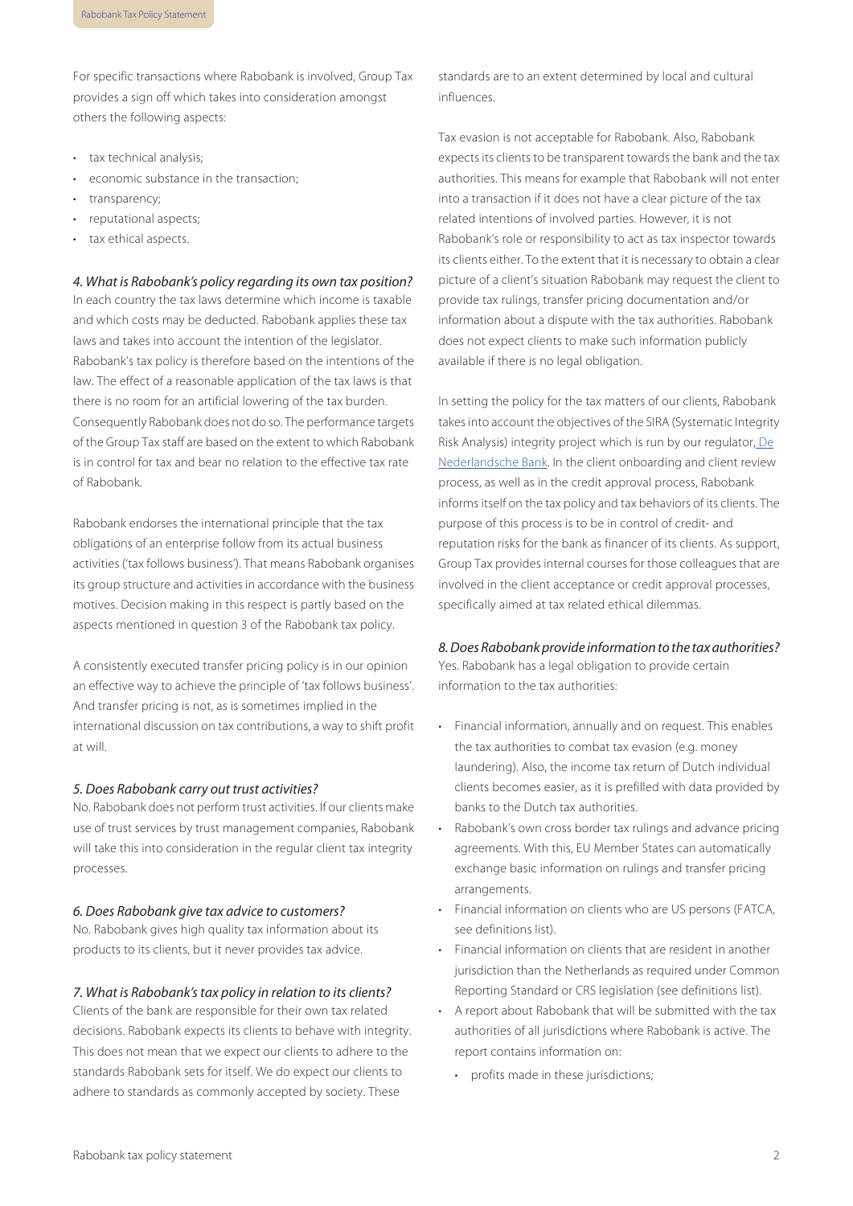For specific transactions where Rabobank is involved, Group Tax provides a sign off which takes into consideration amongst others the following aspects:

- tax technical analysis;
- economic substance in the transaction;
- transparency;
- reputational aspects;
- tax ethical aspects.

### *4. What is Rabobank's policy regarding its own tax position?*

In each country the tax laws determine which income is taxable and which costs may be deducted. Rabobank applies these tax laws and takes into account the intention of the legislator. Rabobank's tax policy is therefore based on the intentions of the law. The effect of a reasonable application of the tax laws is that there is no room for an artificial lowering of the tax burden. Consequently Rabobank does not do so. The performance targets of the Group Tax staff are based on the extent to which Rabobank is in control for tax and bear no relation to the effective tax rate of Rabobank.

Rabobank endorses the international principle that the tax obligations of an enterprise follow from its actual business activities ('tax follows business'). That means Rabobank organises its group structure and activities in accordance with the business motives. Decision making in this respect is partly based on the aspects mentioned in question 3 of the Rabobank tax policy.

A consistently executed transfer pricing policy is in our opinion an effective way to achieve the principle of 'tax follows business'. And transfer pricing is not, as is sometimes implied in the international discussion on tax contributions, a way to shift profit at will.

### *5. Does Rabobank carry out trust activities?*

No. Rabobank does not perform trust activities. If our clients make use of trust services by trust management companies, Rabobank will take this into consideration in the regular client tax integrity processes.

### *6. Does Rabobank give tax advice to customers?*

No. Rabobank gives high quality tax information about its products to its clients, but it never provides tax advice.

### *7. What is Rabobank's tax policy in relation to its clients?*

Clients of the bank are responsible for their own tax related decisions. Rabobank expects its clients to behave with integrity. This does not mean that we expect our clients to adhere to the standards Rabobank sets for itself. We do expect our clients to adhere to standards as commonly accepted by society. These standards are to an extent determined by local and cultural influences.

Tax evasion is not acceptable for Rabobank. Also, Rabobank expects its clients to be transparent towards the bank and the tax authorities. This means for example that Rabobank will not enter into a transaction if it does not have a clear picture of the tax related intentions of involved parties. However, it is not Rabobank's role or responsibility to act as tax inspector towards its clients either. To the extent that it is necessary to obtain a clear picture of a client's situation Rabobank may request the client to provide tax rulings, transfer pricing documentation and/or information about a dispute with the tax authorities. Rabobank does not expect clients to make such information publicly available if there is no legal obligation.

In setting the policy for the tax matters of our clients, Rabobank takes into account the objectives of the SIRA (Systematic Integrity Risk Analysis) integrity project which is run by our regulator, De Nederlandsche Bank. In the client onboarding and client review process, as well as in the credit approval process, Rabobank informs itself on the tax policy and tax behaviors of its clients. The purpose of this process is to be in control of credit- and reputation risks for the bank as financer of its clients. As support, Group Tax provides internal courses for those colleagues that are involved in the client acceptance or credit approval processes, specifically aimed at tax related ethical dilemmas.

### *8. Does Rabobank provide information to the tax authorities?*

Yes. Rabobank has a legal obligation to provide certain information to the tax authorities:

- Financial information, annually and on request. This enables the tax authorities to combat tax evasion (e.g. money laundering). Also, the income tax return of Dutch individual clients becomes easier, as it is prefilled with data provided by banks to the Dutch tax authorities.
- Rabobank's own cross border tax rulings and advance pricing agreements. With this, EU Member States can automatically exchange basic information on rulings and transfer pricing arrangements.
- Financial information on clients who are US persons (FATCA, see definitions list).
- Financial information on clients that are resident in another jurisdiction than the Netherlands as required under Common Reporting Standard or CRS legislation (see definitions list).
- A report about Rabobank that will be submitted with the tax authorities of all jurisdictions where Rabobank is active. The report contains information on:
  - profits made in these jurisdictions;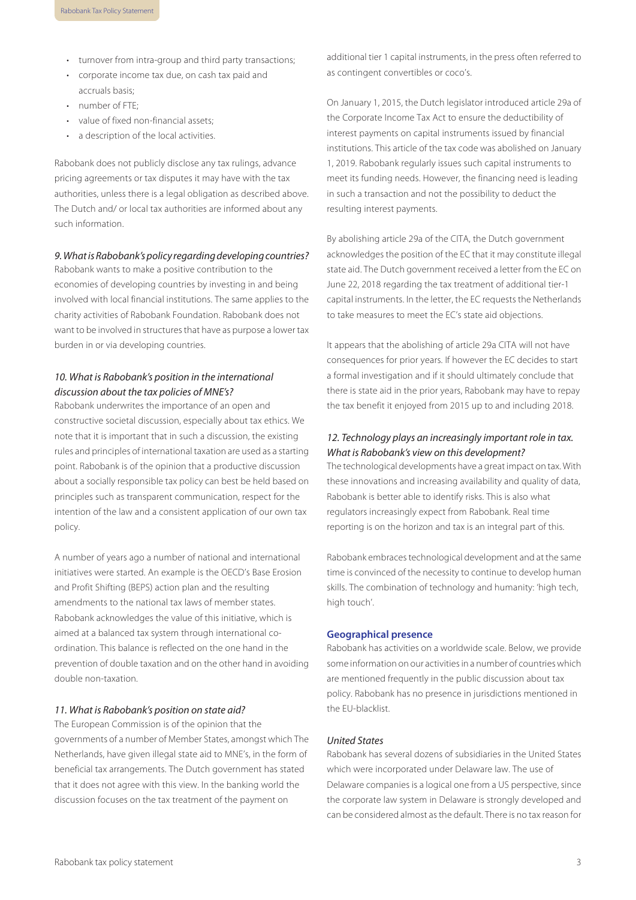- turnover from intra-group and third party transactions;
- corporate income tax due, on cash tax paid and accruals basis;
- number of FTE;
- value of fixed non-financial assets;
- a description of the local activities.

Rabobank does not publicly disclose any tax rulings, advance pricing agreements or tax disputes it may have with the tax authorities, unless there is a legal obligation as described above. The Dutch and/ or local tax authorities are informed about any such information.

*9. What is Rabobank's policy regarding developing countries?*

Rabobank wants to make a positive contribution to the economies of developing countries by investing in and being involved with local financial institutions. The same applies to the charity activities of Rabobank Foundation. Rabobank does not want to be involved in structures that have as purpose a lower tax burden in or via developing countries.

*10. What is Rabobank's position in the international discussion about the tax policies of MNE's?*

Rabobank underwrites the importance of an open and constructive societal discussion, especially about tax ethics. We note that it is important that in such a discussion, the existing rules and principles of international taxation are used as a starting point. Rabobank is of the opinion that a productive discussion about a socially responsible tax policy can best be held based on principles such as transparent communication, respect for the intention of the law and a consistent application of our own tax policy.

A number of years ago a number of national and international initiatives were started. An example is the OECD's Base Erosion and Profit Shifting (BEPS) action plan and the resulting amendments to the national tax laws of member states. Rabobank acknowledges the value of this initiative, which is aimed at a balanced tax system through international co-ordination. This balance is reflected on the one hand in the prevention of double taxation and on the other hand in avoiding double non-taxation.

*11. What is Rabobank's position on state aid?*

The European Commission is of the opinion that the governments of a number of Member States, amongst which The Netherlands, have given illegal state aid to MNE's, in the form of beneficial tax arrangements. The Dutch government has stated that it does not agree with this view. In the banking world the discussion focuses on the tax treatment of the payment on additional tier 1 capital instruments, in the press often referred to as contingent convertibles or coco's.

On January 1, 2015, the Dutch legislator introduced article 29a of the Corporate Income Tax Act to ensure the deductibility of interest payments on capital instruments issued by financial institutions. This article of the tax code was abolished on January 1, 2019. Rabobank regularly issues such capital instruments to meet its funding needs. However, the financing need is leading in such a transaction and not the possibility to deduct the resulting interest payments.

By abolishing article 29a of the CITA, the Dutch government acknowledges the position of the EC that it may constitute illegal state aid. The Dutch government received a letter from the EC on June 22, 2018 regarding the tax treatment of additional tier-1 capital instruments. In the letter, the EC requests the Netherlands to take measures to meet the EC's state aid objections.

It appears that the abolishing of article 29a CITA will not have consequences for prior years. If however the EC decides to start a formal investigation and if it should ultimately conclude that there is state aid in the prior years, Rabobank may have to repay the tax benefit it enjoyed from 2015 up to and including 2018.

*12. Technology plays an increasingly important role in tax. What is Rabobank's view on this development?*

The technological developments have a great impact on tax. With these innovations and increasing availability and quality of data, Rabobank is better able to identify risks. This is also what regulators increasingly expect from Rabobank. Real time reporting is on the horizon and tax is an integral part of this.

Rabobank embraces technological development and at the same time is convinced of the necessity to continue to develop human skills. The combination of technology and humanity: 'high tech, high touch'.

## Geographical presence

Rabobank has activities on a worldwide scale. Below, we provide some information on our activities in a number of countries which are mentioned frequently in the public discussion about tax policy. Rabobank has no presence in jurisdictions mentioned in the EU-blacklist.

*United States*

Rabobank has several dozens of subsidiaries in the United States which were incorporated under Delaware law. The use of Delaware companies is a logical one from a US perspective, since the corporate law system in Delaware is strongly developed and can be considered almost as the default. There is no tax reason for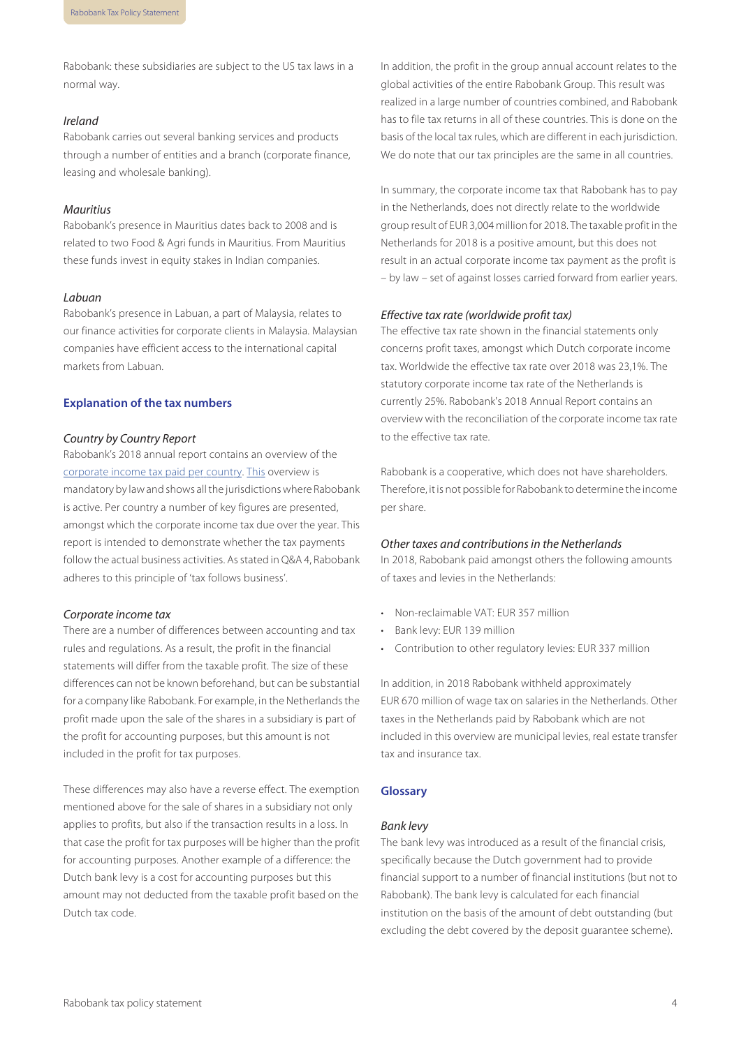Rabobank: these subsidiaries are subject to the US tax laws in a normal way.

*Ireland*

Rabobank carries out several banking services and products through a number of entities and a branch (corporate finance, leasing and wholesale banking).

*Mauritius*

Rabobank's presence in Mauritius dates back to 2008 and is related to two Food & Agri funds in Mauritius. From Mauritius these funds invest in equity stakes in Indian companies.

*Labuan*

Rabobank's presence in Labuan, a part of Malaysia, relates to our finance activities for corporate clients in Malaysia. Malaysian companies have efficient access to the international capital markets from Labuan.

## Explanation of the tax numbers

*Country by Country Report*

Rabobank's 2018 annual report contains an overview of the corporate income tax paid per country. This overview is mandatory by law and shows all the jurisdictions where Rabobank is active. Per country a number of key figures are presented, amongst which the corporate income tax due over the year. This report is intended to demonstrate whether the tax payments follow the actual business activities. As stated in Q&A 4, Rabobank adheres to this principle of 'tax follows business'.

*Corporate income tax*

There are a number of differences between accounting and tax rules and regulations. As a result, the profit in the financial statements will differ from the taxable profit. The size of these differences can not be known beforehand, but can be substantial for a company like Rabobank. For example, in the Netherlands the profit made upon the sale of the shares in a subsidiary is part of the profit for accounting purposes, but this amount is not included in the profit for tax purposes.

These differences may also have a reverse effect. The exemption mentioned above for the sale of shares in a subsidiary not only applies to profits, but also if the transaction results in a loss. In that case the profit for tax purposes will be higher than the profit for accounting purposes. Another example of a difference: the Dutch bank levy is a cost for accounting purposes but this amount may not deducted from the taxable profit based on the Dutch tax code.

In addition, the profit in the group annual account relates to the global activities of the entire Rabobank Group. This result was realized in a large number of countries combined, and Rabobank has to file tax returns in all of these countries. This is done on the basis of the local tax rules, which are different in each jurisdiction. We do note that our tax principles are the same in all countries.

In summary, the corporate income tax that Rabobank has to pay in the Netherlands, does not directly relate to the worldwide group result of EUR 3,004 million for 2018. The taxable profit in the Netherlands for 2018 is a positive amount, but this does not result in an actual corporate income tax payment as the profit is – by law – set of against losses carried forward from earlier years.

*Effective tax rate (worldwide profit tax)*

The effective tax rate shown in the financial statements only concerns profit taxes, amongst which Dutch corporate income tax. Worldwide the effective tax rate over 2018 was 23,1%. The statutory corporate income tax rate of the Netherlands is currently 25%. Rabobank's 2018 Annual Report contains an overview with the reconciliation of the corporate income tax rate to the effective tax rate.

Rabobank is a cooperative, which does not have shareholders. Therefore, it is not possible for Rabobank to determine the income per share.

*Other taxes and contributions in the Netherlands*

In 2018, Rabobank paid amongst others the following amounts of taxes and levies in the Netherlands:

- Non-reclaimable VAT: EUR 357 million
- Bank levy: EUR 139 million
- Contribution to other regulatory levies: EUR 337 million

In addition, in 2018 Rabobank withheld approximately EUR 670 million of wage tax on salaries in the Netherlands. Other taxes in the Netherlands paid by Rabobank which are not included in this overview are municipal levies, real estate transfer tax and insurance tax.

## Glossary

*Bank levy*

The bank levy was introduced as a result of the financial crisis, specifically because the Dutch government had to provide financial support to a number of financial institutions (but not to Rabobank). The bank levy is calculated for each financial institution on the basis of the amount of debt outstanding (but excluding the debt covered by the deposit guarantee scheme).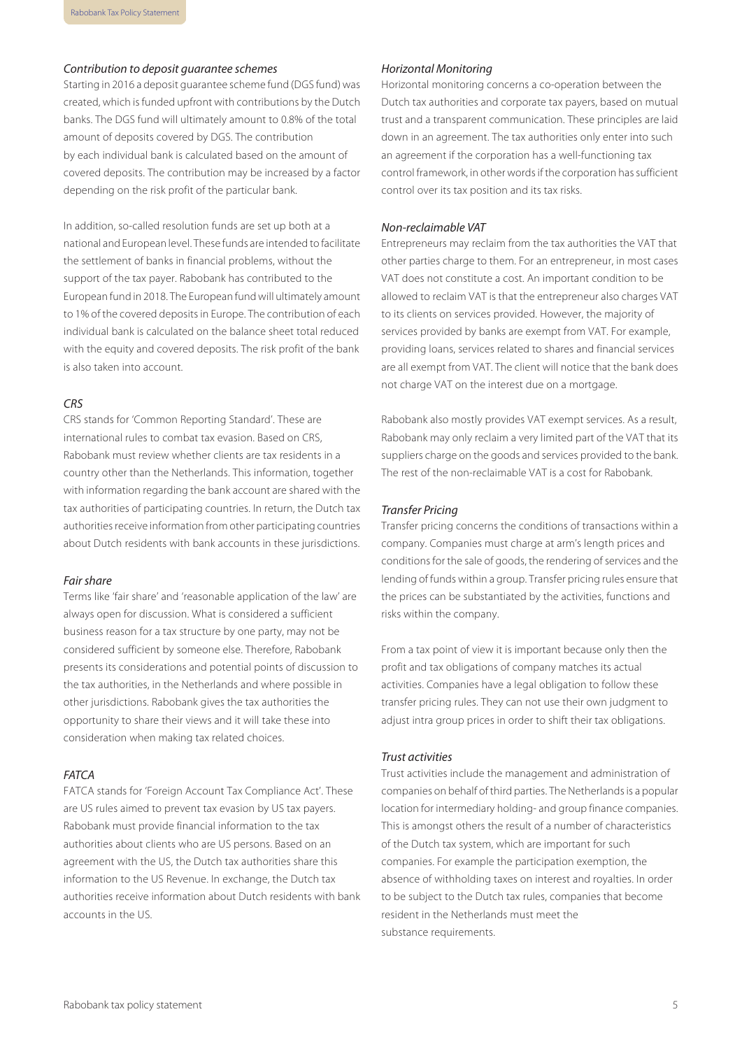### *Contribution to deposit guarantee schemes*

Starting in 2016 a deposit guarantee scheme fund (DGS fund) was created, which is funded upfront with contributions by the Dutch banks. The DGS fund will ultimately amount to 0.8% of the total amount of deposits covered by DGS. The contribution by each individual bank is calculated based on the amount of covered deposits. The contribution may be increased by a factor depending on the risk profit of the particular bank.

In addition, so-called resolution funds are set up both at a national and European level. These funds are intended to facilitate the settlement of banks in financial problems, without the support of the tax payer. Rabobank has contributed to the European fund in 2018. The European fund will ultimately amount to 1% of the covered deposits in Europe. The contribution of each individual bank is calculated on the balance sheet total reduced with the equity and covered deposits. The risk profit of the bank is also taken into account.

### *CRS*

CRS stands for 'Common Reporting Standard'. These are international rules to combat tax evasion. Based on CRS, Rabobank must review whether clients are tax residents in a country other than the Netherlands. This information, together with information regarding the bank account are shared with the tax authorities of participating countries. In return, the Dutch tax authorities receive information from other participating countries about Dutch residents with bank accounts in these jurisdictions.

### *Fair share*

Terms like 'fair share' and 'reasonable application of the law' are always open for discussion. What is considered a sufficient business reason for a tax structure by one party, may not be considered sufficient by someone else. Therefore, Rabobank presents its considerations and potential points of discussion to the tax authorities, in the Netherlands and where possible in other jurisdictions. Rabobank gives the tax authorities the opportunity to share their views and it will take these into consideration when making tax related choices.

### *FATCA*

FATCA stands for 'Foreign Account Tax Compliance Act'. These are US rules aimed to prevent tax evasion by US tax payers. Rabobank must provide financial information to the tax authorities about clients who are US persons. Based on an agreement with the US, the Dutch tax authorities share this information to the US Revenue. In exchange, the Dutch tax authorities receive information about Dutch residents with bank accounts in the US.

### *Horizontal Monitoring*

Horizontal monitoring concerns a co-operation between the Dutch tax authorities and corporate tax payers, based on mutual trust and a transparent communication. These principles are laid down in an agreement. The tax authorities only enter into such an agreement if the corporation has a well-functioning tax control framework, in other words if the corporation has sufficient control over its tax position and its tax risks.

### *Non-reclaimable VAT*

Entrepreneurs may reclaim from the tax authorities the VAT that other parties charge to them. For an entrepreneur, in most cases VAT does not constitute a cost. An important condition to be allowed to reclaim VAT is that the entrepreneur also charges VAT to its clients on services provided. However, the majority of services provided by banks are exempt from VAT. For example, providing loans, services related to shares and financial services are all exempt from VAT. The client will notice that the bank does not charge VAT on the interest due on a mortgage.

Rabobank also mostly provides VAT exempt services. As a result, Rabobank may only reclaim a very limited part of the VAT that its suppliers charge on the goods and services provided to the bank. The rest of the non-reclaimable VAT is a cost for Rabobank.

### *Transfer Pricing*

Transfer pricing concerns the conditions of transactions within a company. Companies must charge at arm's length prices and conditions for the sale of goods, the rendering of services and the lending of funds within a group. Transfer pricing rules ensure that the prices can be substantiated by the activities, functions and risks within the company.

From a tax point of view it is important because only then the profit and tax obligations of company matches its actual activities. Companies have a legal obligation to follow these transfer pricing rules. They can not use their own judgment to adjust intra group prices in order to shift their tax obligations.

### *Trust activities*

Trust activities include the management and administration of companies on behalf of third parties. The Netherlands is a popular location for intermediary holding- and group finance companies. This is amongst others the result of a number of characteristics of the Dutch tax system, which are important for such companies. For example the participation exemption, the absence of withholding taxes on interest and royalties. In order to be subject to the Dutch tax rules, companies that become resident in the Netherlands must meet the substance requirements.